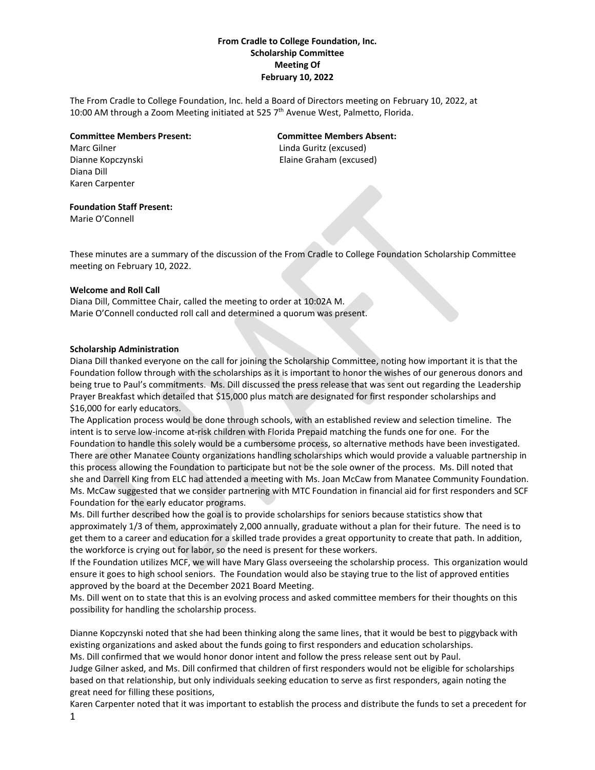**From Cradle to College Foundation, Inc.**
**Scholarship Committee**
**Meeting Of**
**February 10, 2022**

The From Cradle to College Foundation, Inc. held a Board of Directors meeting on February 10, 2022, at 10:00 AM through a Zoom Meeting initiated at 525 7th Avenue West, Palmetto, Florida.

**Committee Members Present:**
Marc Gilner
Dianne Kopczynski
Diana Dill
Karen Carpenter

**Committee Members Absent:**
Linda Guritz (excused)
Elaine Graham (excused)

**Foundation Staff Present:**
Marie O'Connell

These minutes are a summary of the discussion of the From Cradle to College Foundation Scholarship Committee meeting on February 10, 2022.

**Welcome and Roll Call**
Diana Dill, Committee Chair, called the meeting to order at 10:02A M.
Marie O'Connell conducted roll call and determined a quorum was present.

**Scholarship Administration**
Diana Dill thanked everyone on the call for joining the Scholarship Committee, noting how important it is that the Foundation follow through with the scholarships as it is important to honor the wishes of our generous donors and being true to Paul's commitments. Ms. Dill discussed the press release that was sent out regarding the Leadership Prayer Breakfast which detailed that $15,000 plus match are designated for first responder scholarships and $16,000 for early educators.
The Application process would be done through schools, with an established review and selection timeline. The intent is to serve low-income at-risk children with Florida Prepaid matching the funds one for one. For the Foundation to handle this solely would be a cumbersome process, so alternative methods have been investigated. There are other Manatee County organizations handling scholarships which would provide a valuable partnership in this process allowing the Foundation to participate but not be the sole owner of the process. Ms. Dill noted that she and Darrell King from ELC had attended a meeting with Ms. Joan McCaw from Manatee Community Foundation. Ms. McCaw suggested that we consider partnering with MTC Foundation in financial aid for first responders and SCF Foundation for the early educator programs.
Ms. Dill further described how the goal is to provide scholarships for seniors because statistics show that approximately 1/3 of them, approximately 2,000 annually, graduate without a plan for their future. The need is to get them to a career and education for a skilled trade provides a great opportunity to create that path. In addition, the workforce is crying out for labor, so the need is present for these workers.
If the Foundation utilizes MCF, we will have Mary Glass overseeing the scholarship process. This organization would ensure it goes to high school seniors. The Foundation would also be staying true to the list of approved entities approved by the board at the December 2021 Board Meeting.
Ms. Dill went on to state that this is an evolving process and asked committee members for their thoughts on this possibility for handling the scholarship process.

Dianne Kopczynski noted that she had been thinking along the same lines, that it would be best to piggyback with existing organizations and asked about the funds going to first responders and education scholarships.
Ms. Dill confirmed that we would honor donor intent and follow the press release sent out by Paul.
Judge Gilner asked, and Ms. Dill confirmed that children of first responders would not be eligible for scholarships based on that relationship, but only individuals seeking education to serve as first responders, again noting the great need for filling these positions,
Karen Carpenter noted that it was important to establish the process and distribute the funds to set a precedent for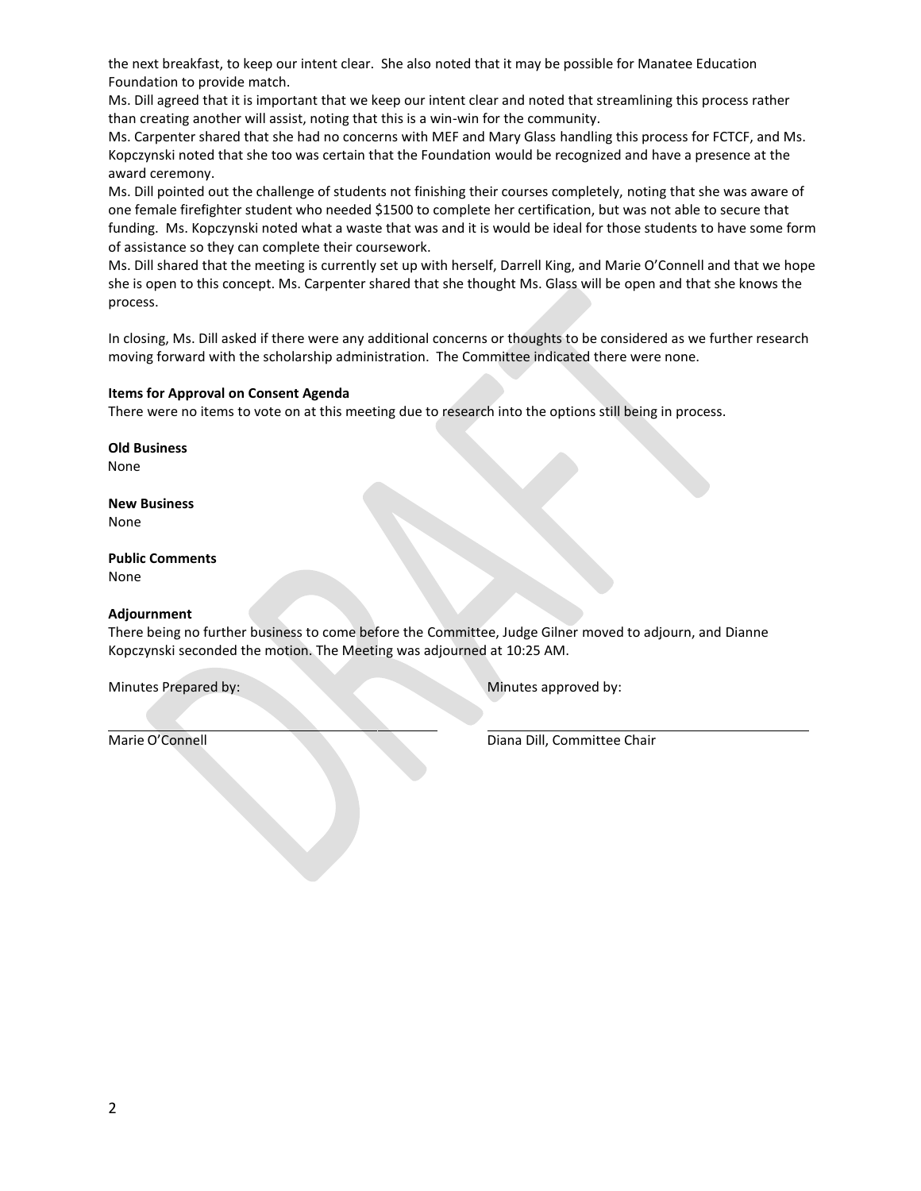the next breakfast, to keep our intent clear. She also noted that it may be possible for Manatee Education Foundation to provide match.

Ms. Dill agreed that it is important that we keep our intent clear and noted that streamlining this process rather than creating another will assist, noting that this is a win-win for the community.

Ms. Carpenter shared that she had no concerns with MEF and Mary Glass handling this process for FCTCF, and Ms. Kopczynski noted that she too was certain that the Foundation would be recognized and have a presence at the award ceremony.

Ms. Dill pointed out the challenge of students not finishing their courses completely, noting that she was aware of one female firefighter student who needed $1500 to complete her certification, but was not able to secure that funding. Ms. Kopczynski noted what a waste that was and it is would be ideal for those students to have some form of assistance so they can complete their coursework.

Ms. Dill shared that the meeting is currently set up with herself, Darrell King, and Marie O'Connell and that we hope she is open to this concept. Ms. Carpenter shared that she thought Ms. Glass will be open and that she knows the process.

In closing, Ms. Dill asked if there were any additional concerns or thoughts to be considered as we further research moving forward with the scholarship administration. The Committee indicated there were none.

**Items for Approval on Consent Agenda**

There were no items to vote on at this meeting due to research into the options still being in process.

**Old Business**

None

**New Business**

None

**Public Comments**

None

**Adjournment**

There being no further business to come before the Committee, Judge Gilner moved to adjourn, and Dianne Kopczynski seconded the motion. The Meeting was adjourned at 10:25 AM.

Minutes Prepared by: ______________________ Minutes approved by: ______________________

Marie O'Connell Diana Dill, Committee Chair